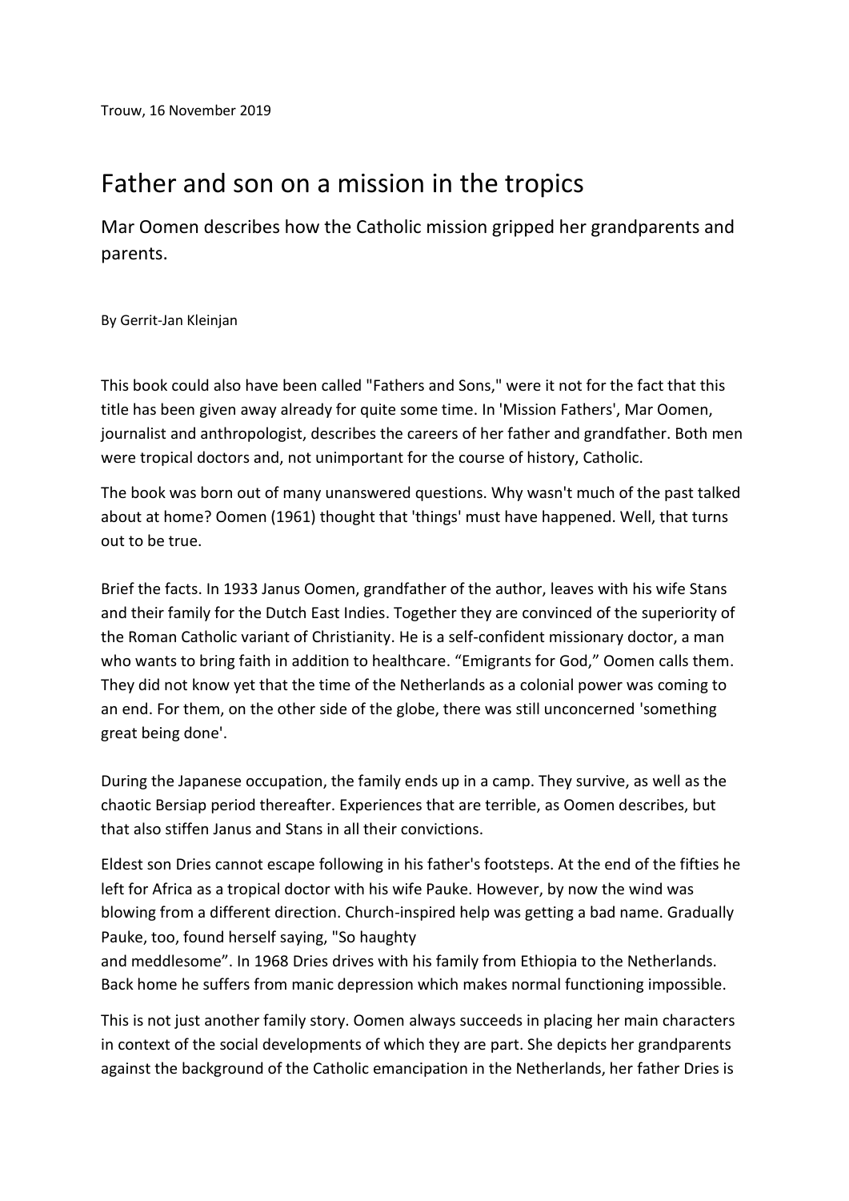Trouw, 16 November 2019

# Father and son on a mission in the tropics

## Mar Oomen describes how the Catholic mission gripped her grandparents and parents.

By Gerrit-Jan Kleinjan

This book could also have been called "Fathers and Sons," were it not for the fact that this title has been given away already for quite some time. In 'Mission Fathers', Mar Oomen, journalist and anthropologist, describes the careers of her father and grandfather. Both men were tropical doctors and, not unimportant for the course of history, Catholic.

The book was born out of many unanswered questions. Why wasn't much of the past talked about at home? Oomen (1961) thought that 'things' must have happened. Well, that turns out to be true.

Brief the facts. In 1933 Janus Oomen, grandfather of the author, leaves with his wife Stans and their family for the Dutch East Indies. Together they are convinced of the superiority of the Roman Catholic variant of Christianity. He is a self-confident missionary doctor, a man who wants to bring faith in addition to healthcare. "Emigrants for God," Oomen calls them. They did not know yet that the time of the Netherlands as a colonial power was coming to an end. For them, on the other side of the globe, there was still unconcerned 'something great being done'.

During the Japanese occupation, the family ends up in a camp. They survive, as well as the chaotic Bersiap period thereafter. Experiences that are terrible, as Oomen describes, but that also stiffen Janus and Stans in all their convictions.

Eldest son Dries cannot escape following in his father's footsteps. At the end of the fifties he left for Africa as a tropical doctor with his wife Pauke. However, by now the wind was blowing from a different direction. Church-inspired help was getting a bad name. Gradually Pauke, too, found herself saying, "So haughty and meddlesome". In 1968 Dries drives with his family from Ethiopia to the Netherlands. Back home he suffers from manic depression which makes normal functioning impossible.

This is not just another family story. Oomen always succeeds in placing her main characters in context of the social developments of which they are part. She depicts her grandparents against the background of the Catholic emancipation in the Netherlands, her father Dries is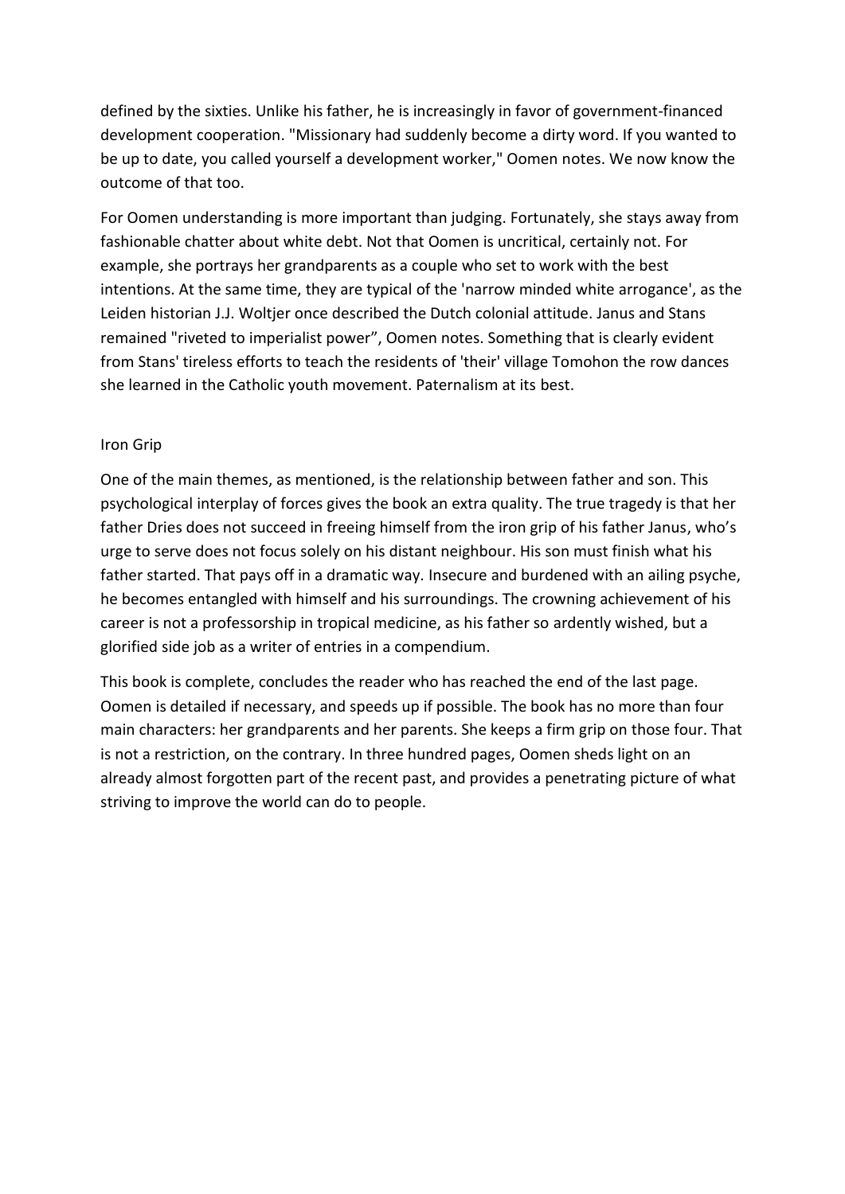defined by the sixties. Unlike his father, he is increasingly in favor of government-financed development cooperation. "Missionary had suddenly become a dirty word. If you wanted to be up to date, you called yourself a development worker," Oomen notes. We now know the outcome of that too.

For Oomen understanding is more important than judging. Fortunately, she stays away from fashionable chatter about white debt. Not that Oomen is uncritical, certainly not. For example, she portrays her grandparents as a couple who set to work with the best intentions. At the same time, they are typical of the 'narrow minded white arrogance', as the Leiden historian J.J. Woltjer once described the Dutch colonial attitude. Janus and Stans remained "riveted to imperialist power", Oomen notes. Something that is clearly evident from Stans' tireless efforts to teach the residents of 'their' village Tomohon the row dances she learned in the Catholic youth movement. Paternalism at its best.

## Iron Grip

One of the main themes, as mentioned, is the relationship between father and son. This psychological interplay of forces gives the book an extra quality. The true tragedy is that her father Dries does not succeed in freeing himself from the iron grip of his father Janus, who's urge to serve does not focus solely on his distant neighbour. His son must finish what his father started. That pays off in a dramatic way. Insecure and burdened with an ailing psyche, he becomes entangled with himself and his surroundings. The crowning achievement of his career is not a professorship in tropical medicine, as his father so ardently wished, but a glorified side job as a writer of entries in a compendium.

This book is complete, concludes the reader who has reached the end of the last page. Oomen is detailed if necessary, and speeds up if possible. The book has no more than four main characters: her grandparents and her parents. She keeps a firm grip on those four. That is not a restriction, on the contrary. In three hundred pages, Oomen sheds light on an already almost forgotten part of the recent past, and provides a penetrating picture of what striving to improve the world can do to people.